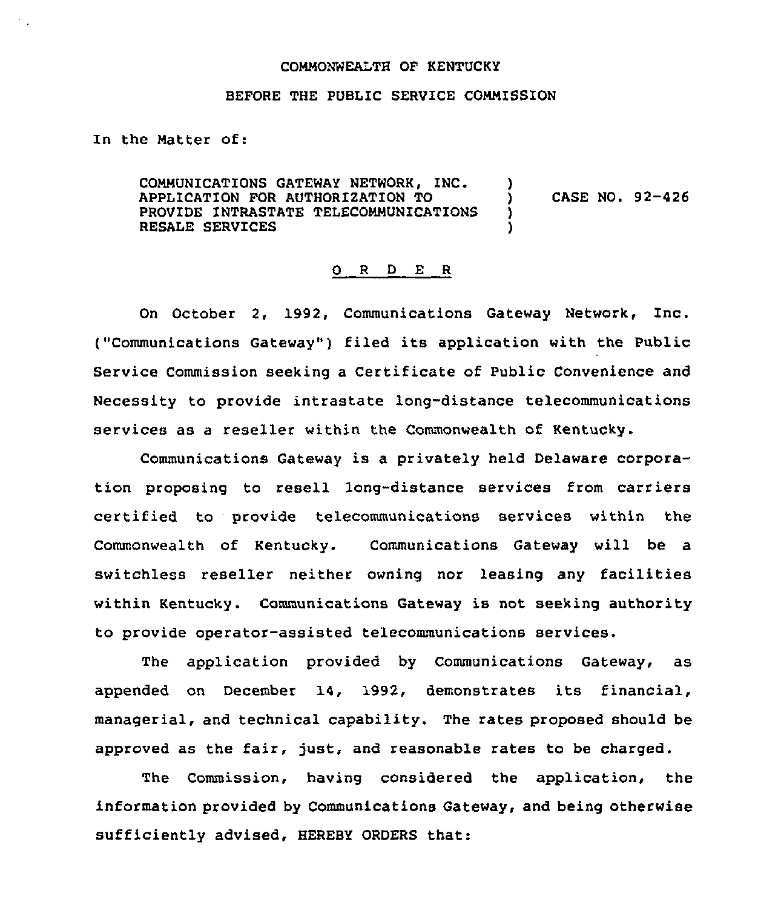COMMONWEALTH OF KENTUCKY

BEFORE THE PUBLIC SERVICE COMMISSION

In the Matter of:

COMMUNICATIONS GATEWAY NETWORK, INC. APPLICATION FOR AUTHORIZATION TO PROVIDE INTRASTATE TELECOMMUNICATIONS RESALE SERVICES ) ) ) ) CASE NO. 92-426

## O R D E R

On October 2, 1992, Communications Gateway Network, Inc. ("Communications Gateway") filed its application with the Public Service Commission seeking a Certificate of Public Convenience and Necessity to provide intrastate long-distance telecommunications services as a reseller within the Commonwealth of Kentucky.

Communications Gateway is a privately held Delaware corporation proposing to resell long-distance services from carriers certified to provide telecommunications services within the Commonwealth of Kentucky. Communications Gateway will be a switchless reseller neither owning nor leasing any facilities within Kentucky. Communications Gateway is not seeking authority to provide operator-assisted telecommunications services.

The application provided by Communications Gateway, as appended on December 14, 1992, demonstrates its financial, managerial, and technical capability. The rates proposed should be approved as the fair, just, and reasonable rates to be charged.

The Commission, having considered the application, the information provided by Communications Gateway, and being otherwise sufficiently advised, HEREBY ORDERS that: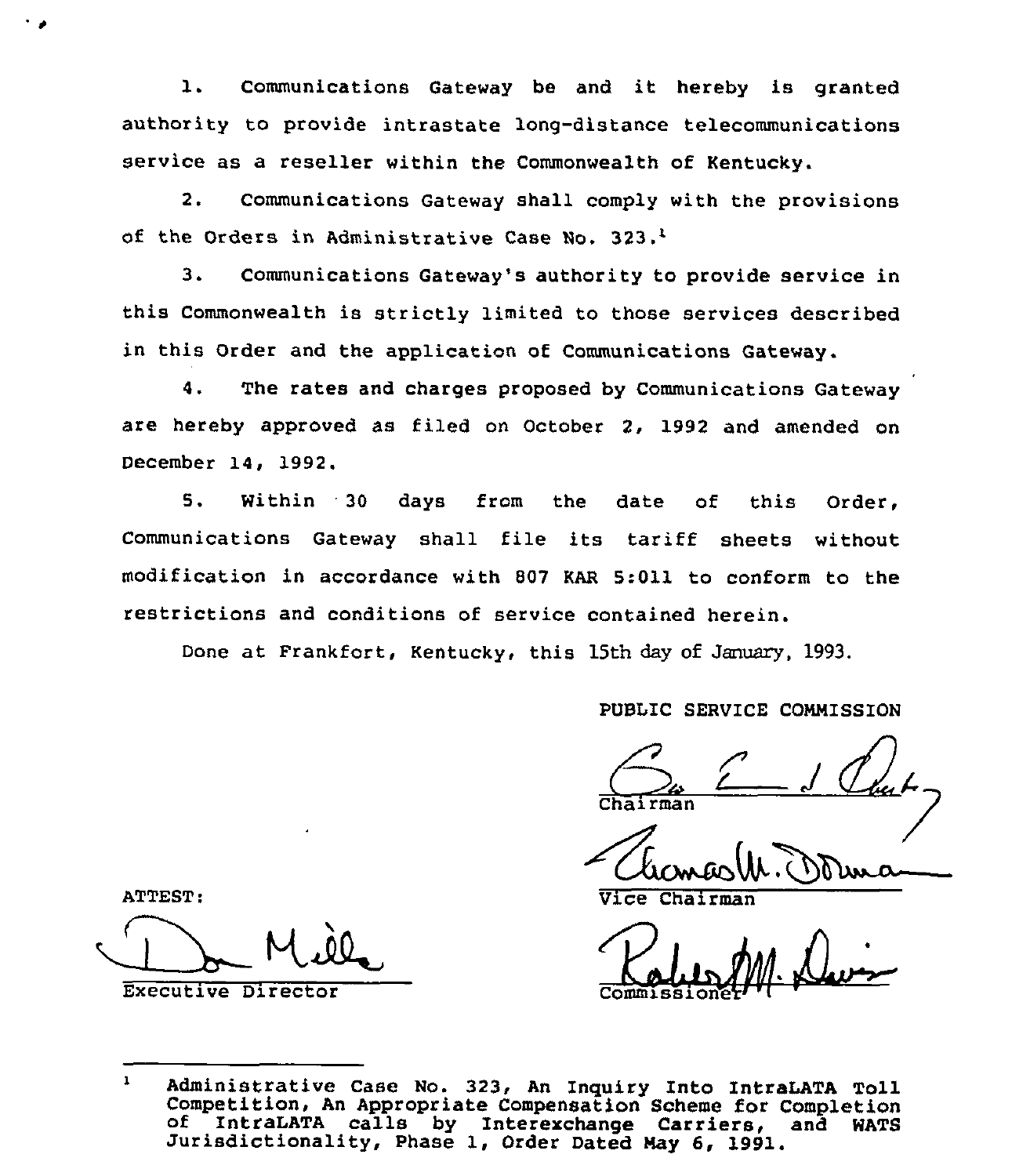1. Communications Gateway be and it hereby is granted authority to provide intrastate long-distance telecommunications service as a reseller within the Commonwealth of Kentucky.

2. Communications Gateway shall comply with the provisions of the Orders in Administrative Case No. 323.[1]

3. Communications Gateway's authority to provide service in this Commonwealth is strictly limited to those services described in this Order and the application of Communications Gateway.

4. The rates and charges proposed by Communications Gateway are hereby approved as filed on October 2, 1992 and amended on December 14, 1992.

5. Within 30 days from the date of this Order, Communications Gateway shall file its tariff sheets without modification in accordance with 807 KAR 5:011 to conform to the restrictions and conditions of service contained herein.

Done at Frankfort, Kentucky, this 15th day of January, 1993.

PUBLIC SERVICE COMMISSION

Chairman

Vice Chairman

Commissioner

ATTEST:

Executive Director

---

[1] Administrative Case No. 323, An Inquiry Into IntraLATA Toll Competition, An Appropriate Compensation Scheme for Completion of IntraLATA calls by Interexchange Carriers, and WATS Jurisdictionality, Phase 1, Order Dated May 6, 1991.